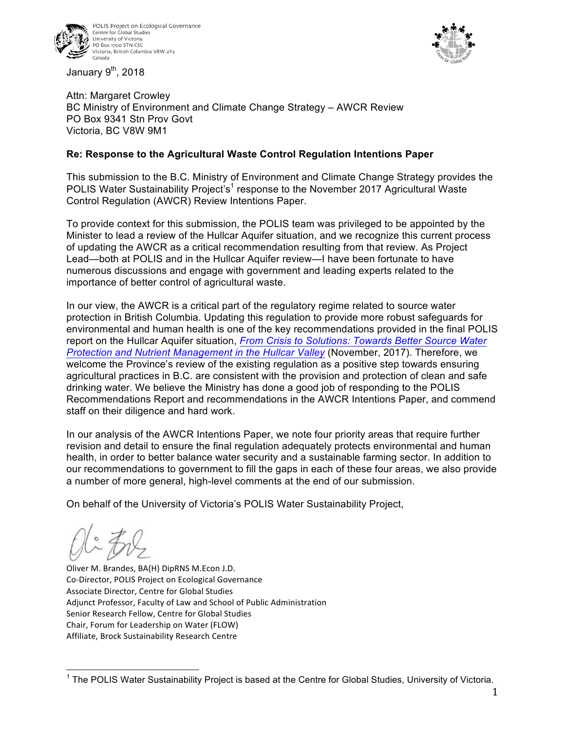POLIS Project on Ecological Governance
Centre for Global Studies
University of Victoria
PO Box 1700 STN CSC
Victoria, British Columbia V8W 2Y2
Canada

January 9th, 2018

Attn: Margaret Crowley
BC Ministry of Environment and Climate Change Strategy – AWCR Review
PO Box 9341 Stn Prov Govt
Victoria, BC V8W 9M1

**Re: Response to the Agricultural Waste Control Regulation Intentions Paper**

This submission to the B.C. Ministry of Environment and Climate Change Strategy provides the POLIS Water Sustainability Project's[1] response to the November 2017 Agricultural Waste Control Regulation (AWCR) Review Intentions Paper.

To provide context for this submission, the POLIS team was privileged to be appointed by the Minister to lead a review of the Hullcar Aquifer situation, and we recognize this current process of updating the AWCR as a critical recommendation resulting from that review. As Project Lead—both at POLIS and in the Hullcar Aquifer review—I have been fortunate to have numerous discussions and engage with government and leading experts related to the importance of better control of agricultural waste.

In our view, the AWCR is a critical part of the regulatory regime related to source water protection in British Columbia. Updating this regulation to provide more robust safeguards for environmental and human health is one of the key recommendations provided in the final POLIS report on the Hullcar Aquifer situation, *From Crisis to Solutions: Towards Better Source Water Protection and Nutrient Management in the Hullcar Valley* (November, 2017). Therefore, we welcome the Province's review of the existing regulation as a positive step towards ensuring agricultural practices in B.C. are consistent with the provision and protection of clean and safe drinking water. We believe the Ministry has done a good job of responding to the POLIS Recommendations Report and recommendations in the AWCR Intentions Paper, and commend staff on their diligence and hard work.

In our analysis of the AWCR Intentions Paper, we note four priority areas that require further revision and detail to ensure the final regulation adequately protects environmental and human health, in order to better balance water security and a sustainable farming sector. In addition to our recommendations to government to fill the gaps in each of these four areas, we also provide a number of more general, high-level comments at the end of our submission.

On behalf of the University of Victoria's POLIS Water Sustainability Project,

Oliver M. Brandes, BA(H) DipRNS M.Econ J.D.
Co-Director, POLIS Project on Ecological Governance
Associate Director, Centre for Global Studies
Adjunct Professor, Faculty of Law and School of Public Administration
Senior Research Fellow, Centre for Global Studies
Chair, Forum for Leadership on Water (FLOW)
Affiliate, Brock Sustainability Research Centre

[1] The POLIS Water Sustainability Project is based at the Centre for Global Studies, University of Victoria.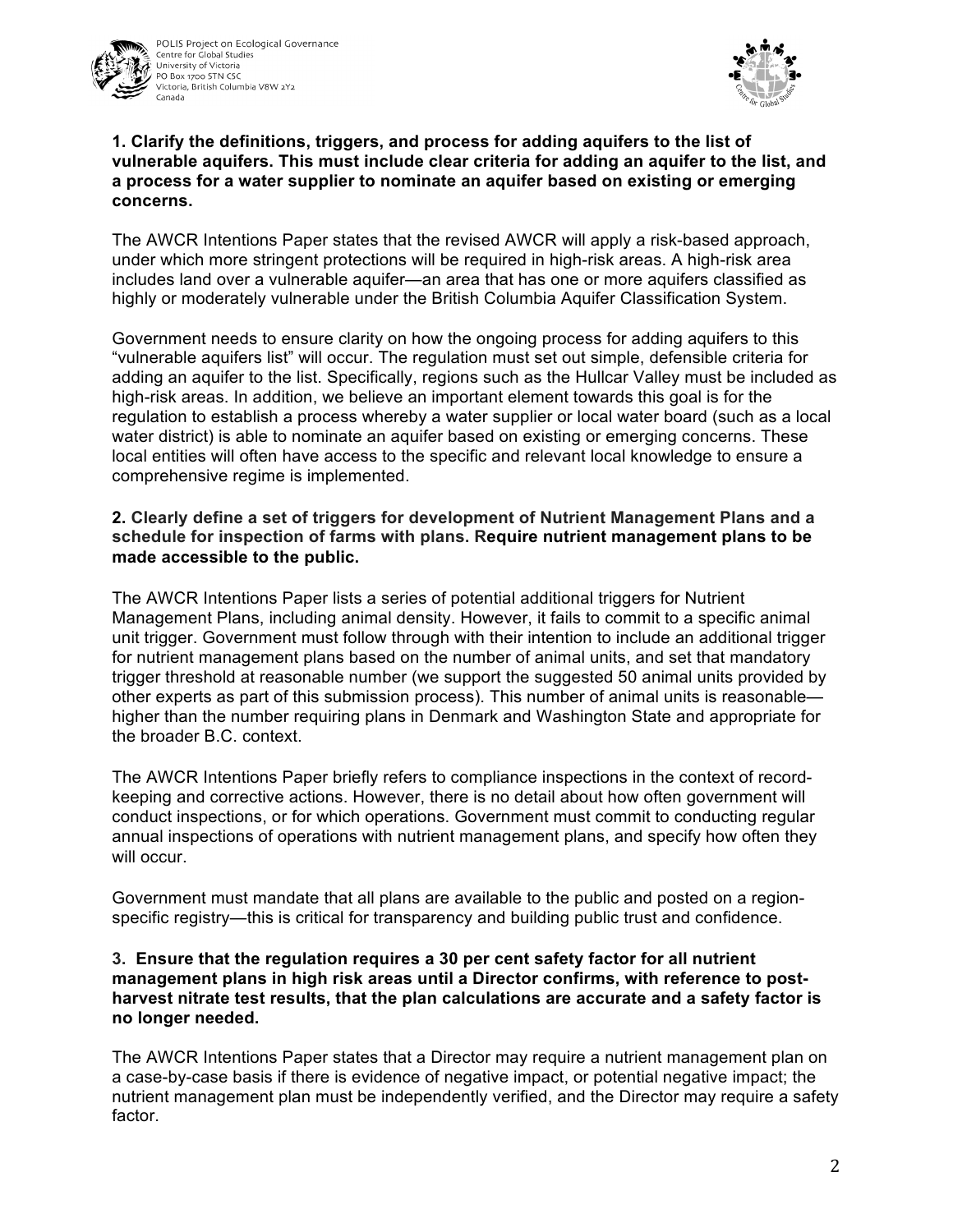**1. Clarify the definitions, triggers, and process for adding aquifers to the list of vulnerable aquifers. This must include clear criteria for adding an aquifer to the list, and a process for a water supplier to nominate an aquifer based on existing or emerging concerns.**

The AWCR Intentions Paper states that the revised AWCR will apply a risk-based approach, under which more stringent protections will be required in high-risk areas. A high-risk area includes land over a vulnerable aquifer—an area that has one or more aquifers classified as highly or moderately vulnerable under the British Columbia Aquifer Classification System.

Government needs to ensure clarity on how the ongoing process for adding aquifers to this "vulnerable aquifers list" will occur. The regulation must set out simple, defensible criteria for adding an aquifer to the list. Specifically, regions such as the Hullcar Valley must be included as high-risk areas. In addition, we believe an important element towards this goal is for the regulation to establish a process whereby a water supplier or local water board (such as a local water district) is able to nominate an aquifer based on existing or emerging concerns. These local entities will often have access to the specific and relevant local knowledge to ensure a comprehensive regime is implemented.

**2. Clearly define a set of triggers for development of Nutrient Management Plans and a schedule for inspection of farms with plans. Require nutrient management plans to be made accessible to the public.**

The AWCR Intentions Paper lists a series of potential additional triggers for Nutrient Management Plans, including animal density. However, it fails to commit to a specific animal unit trigger. Government must follow through with their intention to include an additional trigger for nutrient management plans based on the number of animal units, and set that mandatory trigger threshold at reasonable number (we support the suggested 50 animal units provided by other experts as part of this submission process). This number of animal units is reasonable—higher than the number requiring plans in Denmark and Washington State and appropriate for the broader B.C. context.

The AWCR Intentions Paper briefly refers to compliance inspections in the context of record-keeping and corrective actions. However, there is no detail about how often government will conduct inspections, or for which operations. Government must commit to conducting regular annual inspections of operations with nutrient management plans, and specify how often they will occur.

Government must mandate that all plans are available to the public and posted on a region-specific registry—this is critical for transparency and building public trust and confidence.

**3. Ensure that the regulation requires a 30 per cent safety factor for all nutrient management plans in high risk areas until a Director confirms, with reference to post-harvest nitrate test results, that the plan calculations are accurate and a safety factor is no longer needed.**

The AWCR Intentions Paper states that a Director may require a nutrient management plan on a case-by-case basis if there is evidence of negative impact, or potential negative impact; the nutrient management plan must be independently verified, and the Director may require a safety factor.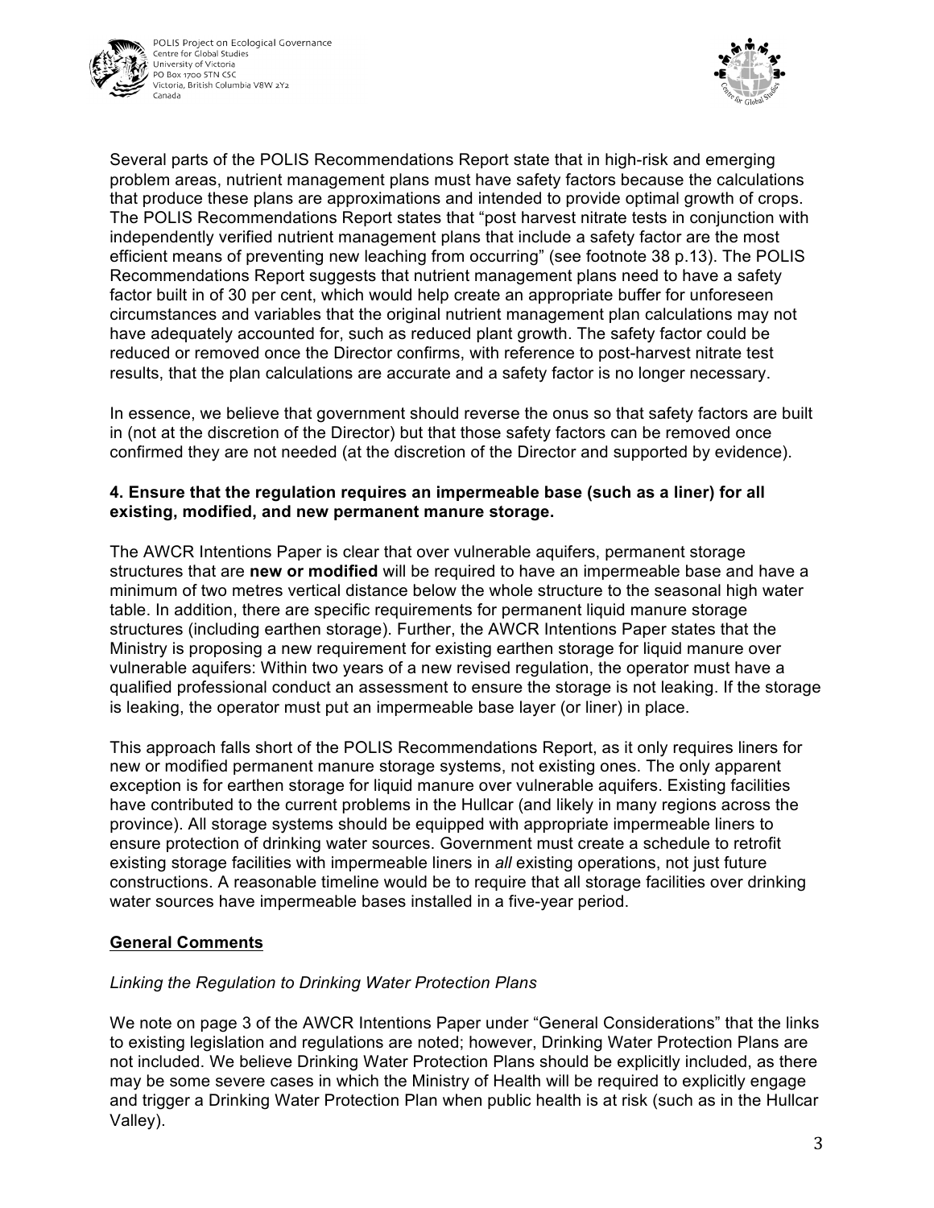Several parts of the POLIS Recommendations Report state that in high-risk and emerging problem areas, nutrient management plans must have safety factors because the calculations that produce these plans are approximations and intended to provide optimal growth of crops. The POLIS Recommendations Report states that "post harvest nitrate tests in conjunction with independently verified nutrient management plans that include a safety factor are the most efficient means of preventing new leaching from occurring" (see footnote 38 p.13). The POLIS Recommendations Report suggests that nutrient management plans need to have a safety factor built in of 30 per cent, which would help create an appropriate buffer for unforeseen circumstances and variables that the original nutrient management plan calculations may not have adequately accounted for, such as reduced plant growth. The safety factor could be reduced or removed once the Director confirms, with reference to post-harvest nitrate test results, that the plan calculations are accurate and a safety factor is no longer necessary.

In essence, we believe that government should reverse the onus so that safety factors are built in (not at the discretion of the Director) but that those safety factors can be removed once confirmed they are not needed (at the discretion of the Director and supported by evidence).

**4. Ensure that the regulation requires an impermeable base (such as a liner) for all existing, modified, and new permanent manure storage.**

The AWCR Intentions Paper is clear that over vulnerable aquifers, permanent storage structures that are **new or modified** will be required to have an impermeable base and have a minimum of two metres vertical distance below the whole structure to the seasonal high water table. In addition, there are specific requirements for permanent liquid manure storage structures (including earthen storage). Further, the AWCR Intentions Paper states that the Ministry is proposing a new requirement for existing earthen storage for liquid manure over vulnerable aquifers: Within two years of a new revised regulation, the operator must have a qualified professional conduct an assessment to ensure the storage is not leaking. If the storage is leaking, the operator must put an impermeable base layer (or liner) in place.

This approach falls short of the POLIS Recommendations Report, as it only requires liners for new or modified permanent manure storage systems, not existing ones. The only apparent exception is for earthen storage for liquid manure over vulnerable aquifers. Existing facilities have contributed to the current problems in the Hullcar (and likely in many regions across the province). All storage systems should be equipped with appropriate impermeable liners to ensure protection of drinking water sources. Government must create a schedule to retrofit existing storage facilities with impermeable liners in *all* existing operations, not just future constructions. A reasonable timeline would be to require that all storage facilities over drinking water sources have impermeable bases installed in a five-year period.

## General Comments

*Linking the Regulation to Drinking Water Protection Plans*

We note on page 3 of the AWCR Intentions Paper under "General Considerations" that the links to existing legislation and regulations are noted; however, Drinking Water Protection Plans are not included. We believe Drinking Water Protection Plans should be explicitly included, as there may be some severe cases in which the Ministry of Health will be required to explicitly engage and trigger a Drinking Water Protection Plan when public health is at risk (such as in the Hullcar Valley).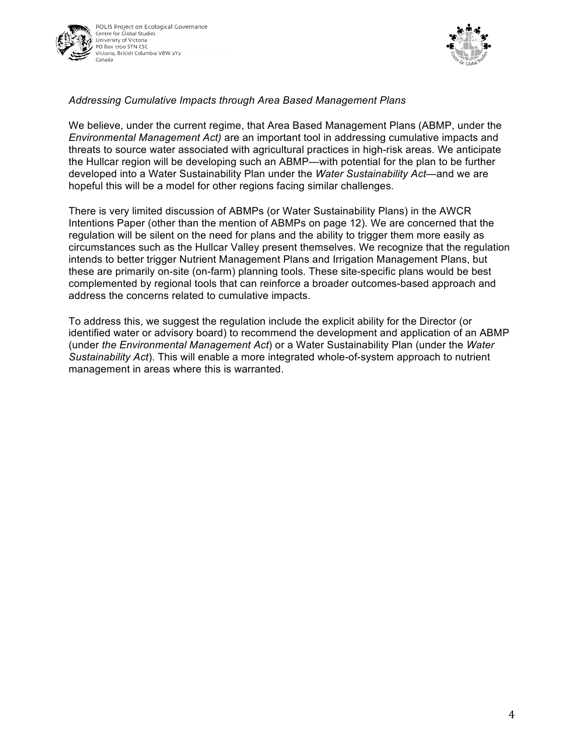*Addressing Cumulative Impacts through Area Based Management Plans*

We believe, under the current regime, that Area Based Management Plans (ABMP, under the *Environmental Management Act)* are an important tool in addressing cumulative impacts and threats to source water associated with agricultural practices in high-risk areas. We anticipate the Hullcar region will be developing such an ABMP—with potential for the plan to be further developed into a Water Sustainability Plan under the *Water Sustainability Act*—and we are hopeful this will be a model for other regions facing similar challenges.

There is very limited discussion of ABMPs (or Water Sustainability Plans) in the AWCR Intentions Paper (other than the mention of ABMPs on page 12). We are concerned that the regulation will be silent on the need for plans and the ability to trigger them more easily as circumstances such as the Hullcar Valley present themselves. We recognize that the regulation intends to better trigger Nutrient Management Plans and Irrigation Management Plans, but these are primarily on-site (on-farm) planning tools. These site-specific plans would be best complemented by regional tools that can reinforce a broader outcomes-based approach and address the concerns related to cumulative impacts.

To address this, we suggest the regulation include the explicit ability for the Director (or identified water or advisory board) to recommend the development and application of an ABMP (under *the Environmental Management Act*) or a Water Sustainability Plan (under the *Water Sustainability Act*). This will enable a more integrated whole-of-system approach to nutrient management in areas where this is warranted.